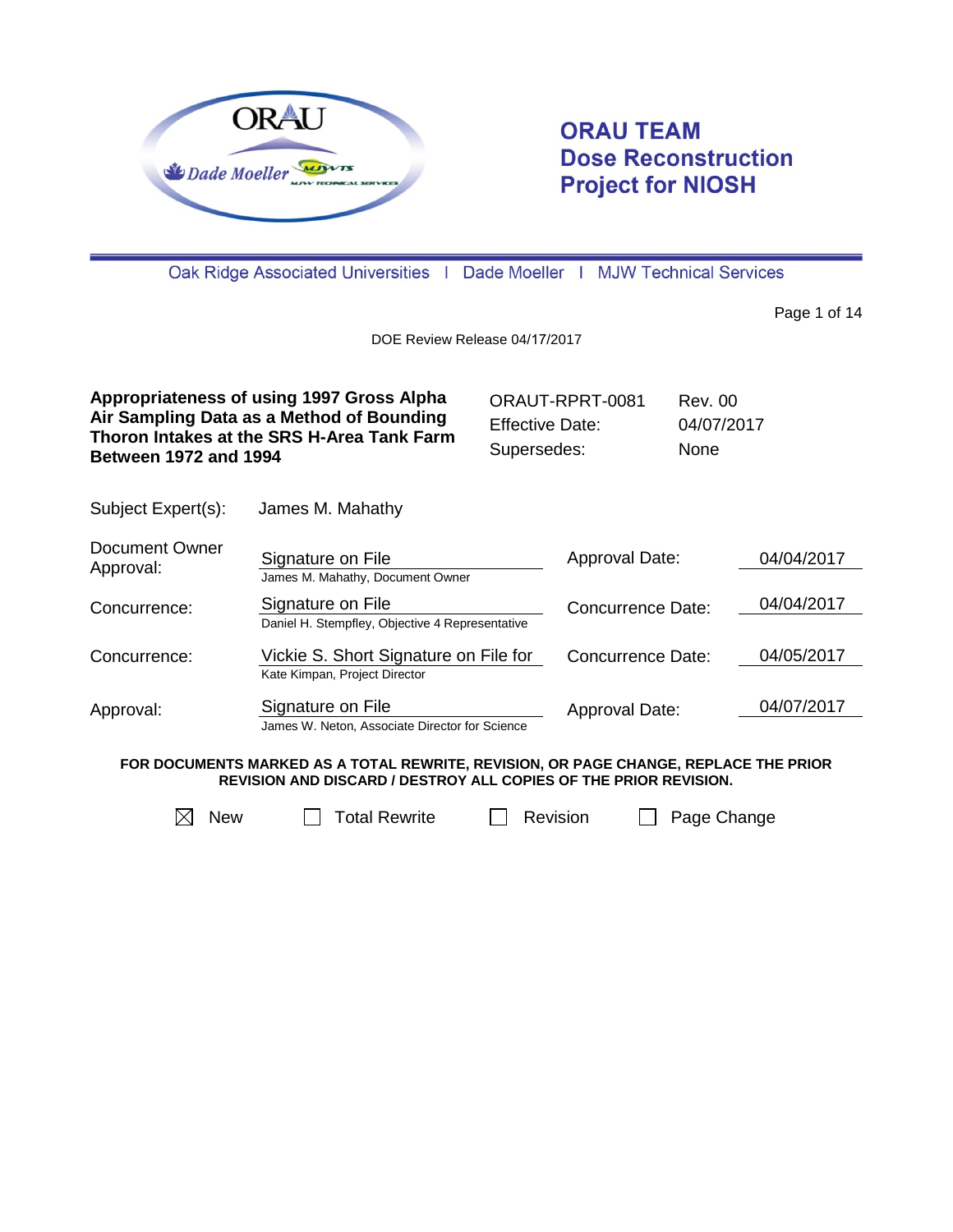# ORAU TEAM Dose Reconstruction Project for NIOSH

Oak Ridge Associated Universities | Dade Moeller | MJW Technical Services

DOE Review Release 04/17/2017

| **Appropriateness of using 1997 Gross Alpha Air Sampling Data as a Method of Bounding Thoron Intakes at the SRS H-Area Tank Farm Between 1972 and 1994** | ORAUT-RPRT-0081 | Rev. 00 |
|---|---|---|
| | Effective Date: | 04/07/2017 |
| | Supersedes: | None |

Subject Expert(s): James M. Mahathy

| | | | |
|---|---|---|---|
| Document Owner Approval: | Signature on File<br>James M. Mahathy, Document Owner | Approval Date: | 04/04/2017 |
| Concurrence: | Signature on File<br>Daniel H. Stempfley, Objective 4 Representative | Concurrence Date: | 04/04/2017 |
| Concurrence: | Vickie S. Short Signature on File for<br>Kate Kimpan, Project Director | Concurrence Date: | 04/05/2017 |
| Approval: | Signature on File<br>James W. Neton, Associate Director for Science | Approval Date: | 04/07/2017 |

**FOR DOCUMENTS MARKED AS A TOTAL REWRITE, REVISION, OR PAGE CHANGE, REPLACE THE PRIOR REVISION AND DISCARD / DESTROY ALL COPIES OF THE PRIOR REVISION.**

☒ New ☐ Total Rewrite ☐ Revision ☐ Page Change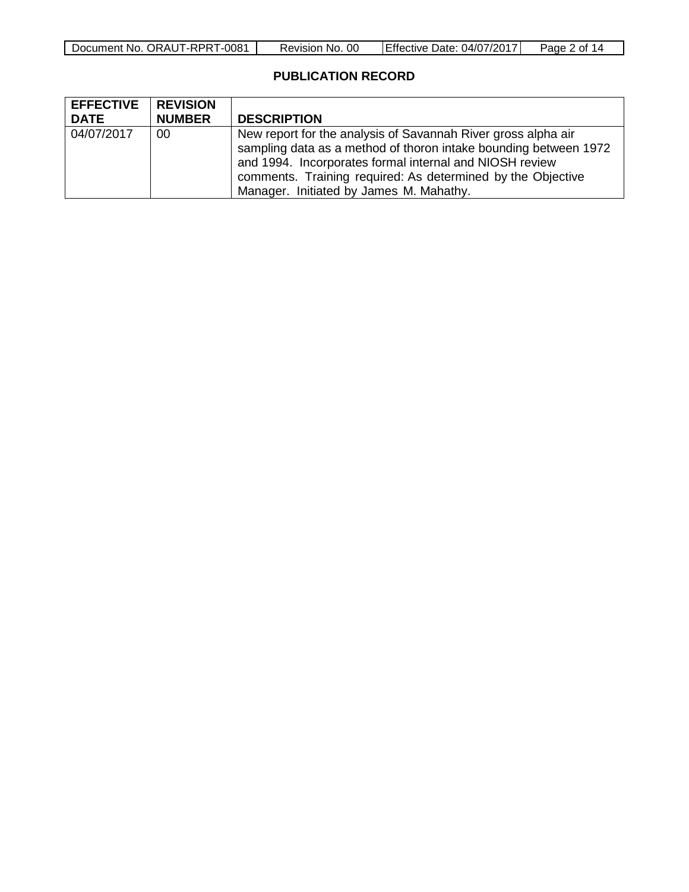## PUBLICATION RECORD

| EFFECTIVE DATE | REVISION NUMBER | DESCRIPTION |
|---|---|---|
| 04/07/2017 | 00 | New report for the analysis of Savannah River gross alpha air sampling data as a method of thoron intake bounding between 1972 and 1994. Incorporates formal internal and NIOSH review comments. Training required: As determined by the Objective Manager. Initiated by James M. Mahathy. |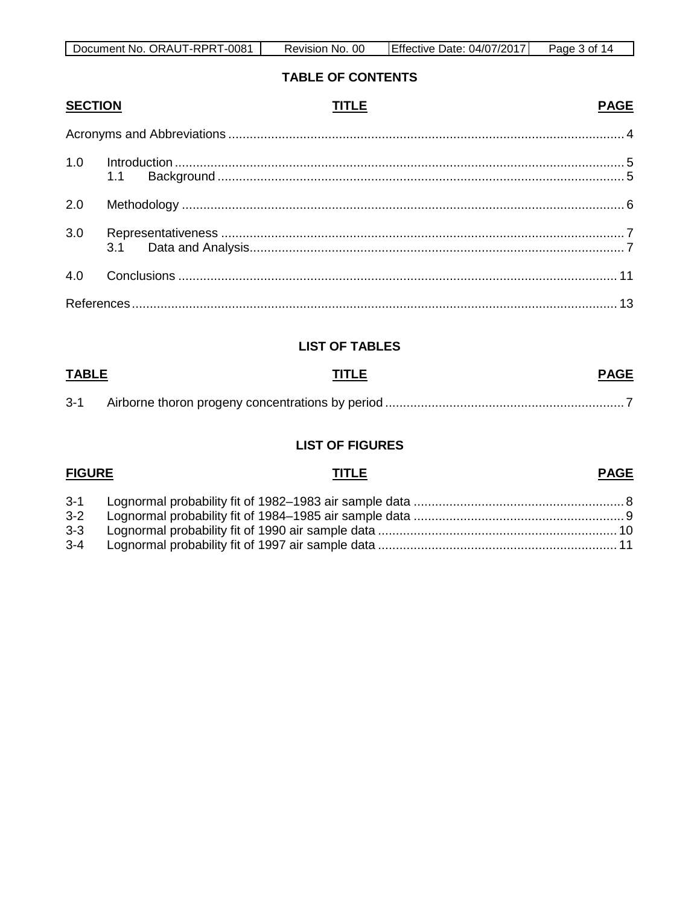## TABLE OF CONTENTS

| SECTION | TITLE | PAGE |
|---|---|---|
| | Acronyms and Abbreviations | 4 |
| 1.0 | Introduction | 5 |
| | 1.1 Background | 5 |
| 2.0 | Methodology | 6 |
| 3.0 | Representativeness | 7 |
| | 3.1 Data and Analysis | 7 |
| 4.0 | Conclusions | 11 |
| | References | 13 |

## LIST OF TABLES

| TABLE | TITLE | PAGE |
|---|---|---|
| 3-1 | Airborne thoron progeny concentrations by period | 7 |

## LIST OF FIGURES

| FIGURE | TITLE | PAGE |
|---|---|---|
| 3-1 | Lognormal probability fit of 1982–1983 air sample data | 8 |
| 3-2 | Lognormal probability fit of 1984–1985 air sample data | 9 |
| 3-3 | Lognormal probability fit of 1990 air sample data | 10 |
| 3-4 | Lognormal probability fit of 1997 air sample data | 11 |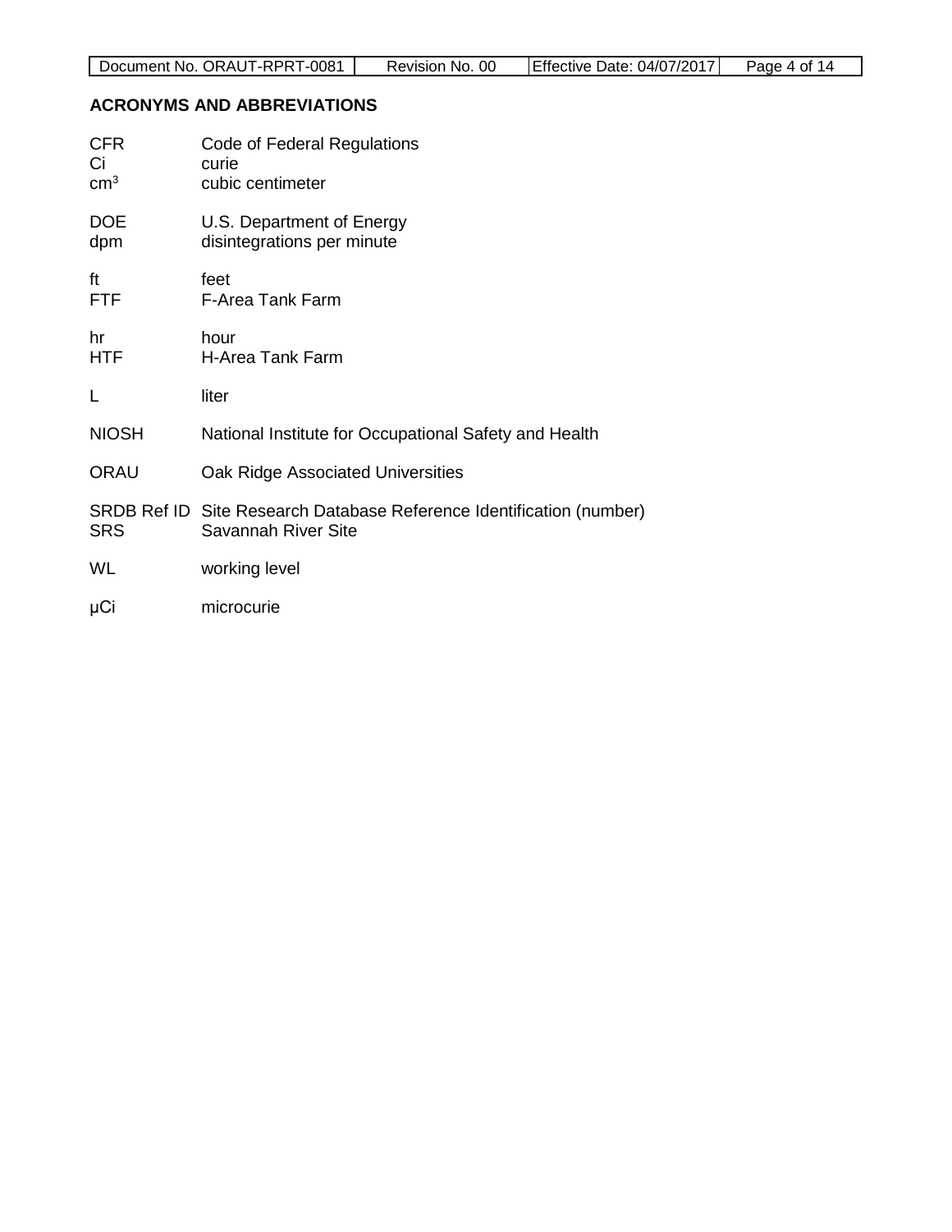## ACRONYMS AND ABBREVIATIONS

| | |
|---|---|
| CFR | Code of Federal Regulations |
| Ci | curie |
| $cm^3$ | cubic centimeter |
| DOE | U.S. Department of Energy |
| dpm | disintegrations per minute |
| ft | feet |
| FTF | F-Area Tank Farm |
| hr | hour |
| HTF | H-Area Tank Farm |
| L | liter |
| NIOSH | National Institute for Occupational Safety and Health |
| ORAU | Oak Ridge Associated Universities |
| SRDB Ref ID | Site Research Database Reference Identification (number) |
| SRS | Savannah River Site |
| WL | working level |
| μCi | microcurie |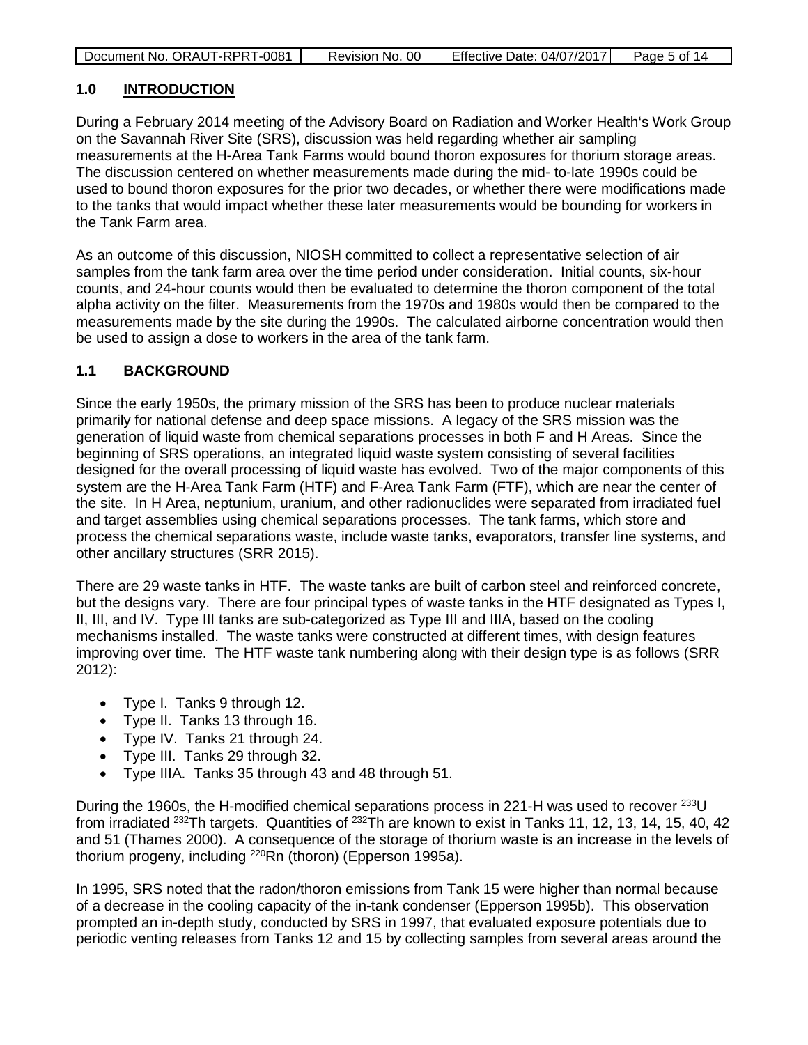## 1.0 INTRODUCTION

During a February 2014 meeting of the Advisory Board on Radiation and Worker Health's Work Group on the Savannah River Site (SRS), discussion was held regarding whether air sampling measurements at the H-Area Tank Farms would bound thoron exposures for thorium storage areas. The discussion centered on whether measurements made during the mid- to-late 1990s could be used to bound thoron exposures for the prior two decades, or whether there were modifications made to the tanks that would impact whether these later measurements would be bounding for workers in the Tank Farm area.

As an outcome of this discussion, NIOSH committed to collect a representative selection of air samples from the tank farm area over the time period under consideration. Initial counts, six-hour counts, and 24-hour counts would then be evaluated to determine the thoron component of the total alpha activity on the filter. Measurements from the 1970s and 1980s would then be compared to the measurements made by the site during the 1990s. The calculated airborne concentration would then be used to assign a dose to workers in the area of the tank farm.

### 1.1 BACKGROUND

Since the early 1950s, the primary mission of the SRS has been to produce nuclear materials primarily for national defense and deep space missions. A legacy of the SRS mission was the generation of liquid waste from chemical separations processes in both F and H Areas. Since the beginning of SRS operations, an integrated liquid waste system consisting of several facilities designed for the overall processing of liquid waste has evolved. Two of the major components of this system are the H-Area Tank Farm (HTF) and F-Area Tank Farm (FTF), which are near the center of the site. In H Area, neptunium, uranium, and other radionuclides were separated from irradiated fuel and target assemblies using chemical separations processes. The tank farms, which store and process the chemical separations waste, include waste tanks, evaporators, transfer line systems, and other ancillary structures (SRR 2015).

There are 29 waste tanks in HTF. The waste tanks are built of carbon steel and reinforced concrete, but the designs vary. There are four principal types of waste tanks in the HTF designated as Types I, II, III, and IV. Type III tanks are sub-categorized as Type III and IIIA, based on the cooling mechanisms installed. The waste tanks were constructed at different times, with design features improving over time. The HTF waste tank numbering along with their design type is as follows (SRR 2012):

- Type I. Tanks 9 through 12.
- Type II. Tanks 13 through 16.
- Type IV. Tanks 21 through 24.
- Type III. Tanks 29 through 32.
- Type IIIA. Tanks 35 through 43 and 48 through 51.

During the 1960s, the H-modified chemical separations process in 221-H was used to recover $^{233}$U from irradiated $^{232}$Th targets. Quantities of $^{232}$Th are known to exist in Tanks 11, 12, 13, 14, 15, 40, 42 and 51 (Thames 2000). A consequence of the storage of thorium waste is an increase in the levels of thorium progeny, including $^{220}$Rn (thoron) (Epperson 1995a).

In 1995, SRS noted that the radon/thoron emissions from Tank 15 were higher than normal because of a decrease in the cooling capacity of the in-tank condenser (Epperson 1995b). This observation prompted an in-depth study, conducted by SRS in 1997, that evaluated exposure potentials due to periodic venting releases from Tanks 12 and 15 by collecting samples from several areas around the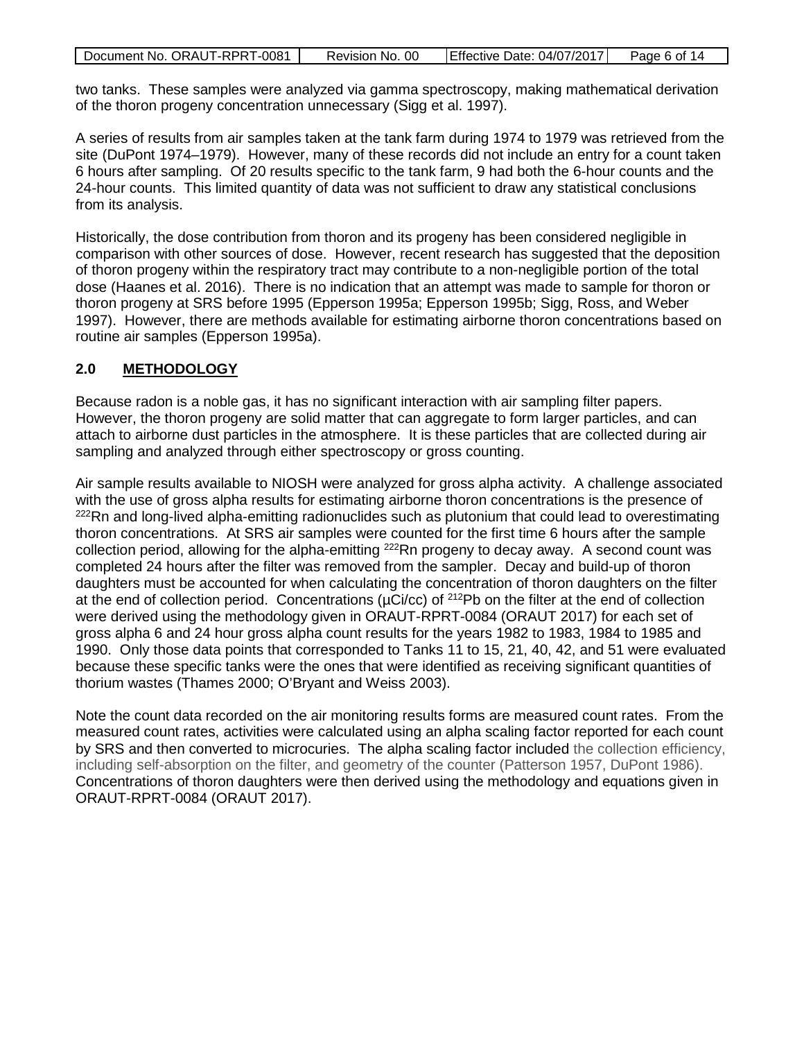two tanks. These samples were analyzed via gamma spectroscopy, making mathematical derivation of the thoron progeny concentration unnecessary (Sigg et al. 1997).

A series of results from air samples taken at the tank farm during 1974 to 1979 was retrieved from the site (DuPont 1974–1979). However, many of these records did not include an entry for a count taken 6 hours after sampling. Of 20 results specific to the tank farm, 9 had both the 6-hour counts and the 24-hour counts. This limited quantity of data was not sufficient to draw any statistical conclusions from its analysis.

Historically, the dose contribution from thoron and its progeny has been considered negligible in comparison with other sources of dose. However, recent research has suggested that the deposition of thoron progeny within the respiratory tract may contribute to a non-negligible portion of the total dose (Haanes et al. 2016). There is no indication that an attempt was made to sample for thoron or thoron progeny at SRS before 1995 (Epperson 1995a; Epperson 1995b; Sigg, Ross, and Weber 1997). However, there are methods available for estimating airborne thoron concentrations based on routine air samples (Epperson 1995a).

## 2.0 METHODOLOGY

Because radon is a noble gas, it has no significant interaction with air sampling filter papers. However, the thoron progeny are solid matter that can aggregate to form larger particles, and can attach to airborne dust particles in the atmosphere. It is these particles that are collected during air sampling and analyzed through either spectroscopy or gross counting.

Air sample results available to NIOSH were analyzed for gross alpha activity. A challenge associated with the use of gross alpha results for estimating airborne thoron concentrations is the presence of $^{222}$Rn and long-lived alpha-emitting radionuclides such as plutonium that could lead to overestimating thoron concentrations. At SRS air samples were counted for the first time 6 hours after the sample collection period, allowing for the alpha-emitting $^{222}$Rn progeny to decay away. A second count was completed 24 hours after the filter was removed from the sampler. Decay and build-up of thoron daughters must be accounted for when calculating the concentration of thoron daughters on the filter at the end of collection period. Concentrations (µCi/cc) of $^{212}$Pb on the filter at the end of collection were derived using the methodology given in ORAUT-RPRT-0084 (ORAUT 2017) for each set of gross alpha 6 and 24 hour gross alpha count results for the years 1982 to 1983, 1984 to 1985 and 1990. Only those data points that corresponded to Tanks 11 to 15, 21, 40, 42, and 51 were evaluated because these specific tanks were the ones that were identified as receiving significant quantities of thorium wastes (Thames 2000; O'Bryant and Weiss 2003).

Note the count data recorded on the air monitoring results forms are measured count rates. From the measured count rates, activities were calculated using an alpha scaling factor reported for each count by SRS and then converted to microcuries. The alpha scaling factor included the collection efficiency, including self-absorption on the filter, and geometry of the counter (Patterson 1957, DuPont 1986). Concentrations of thoron daughters were then derived using the methodology and equations given in ORAUT-RPRT-0084 (ORAUT 2017).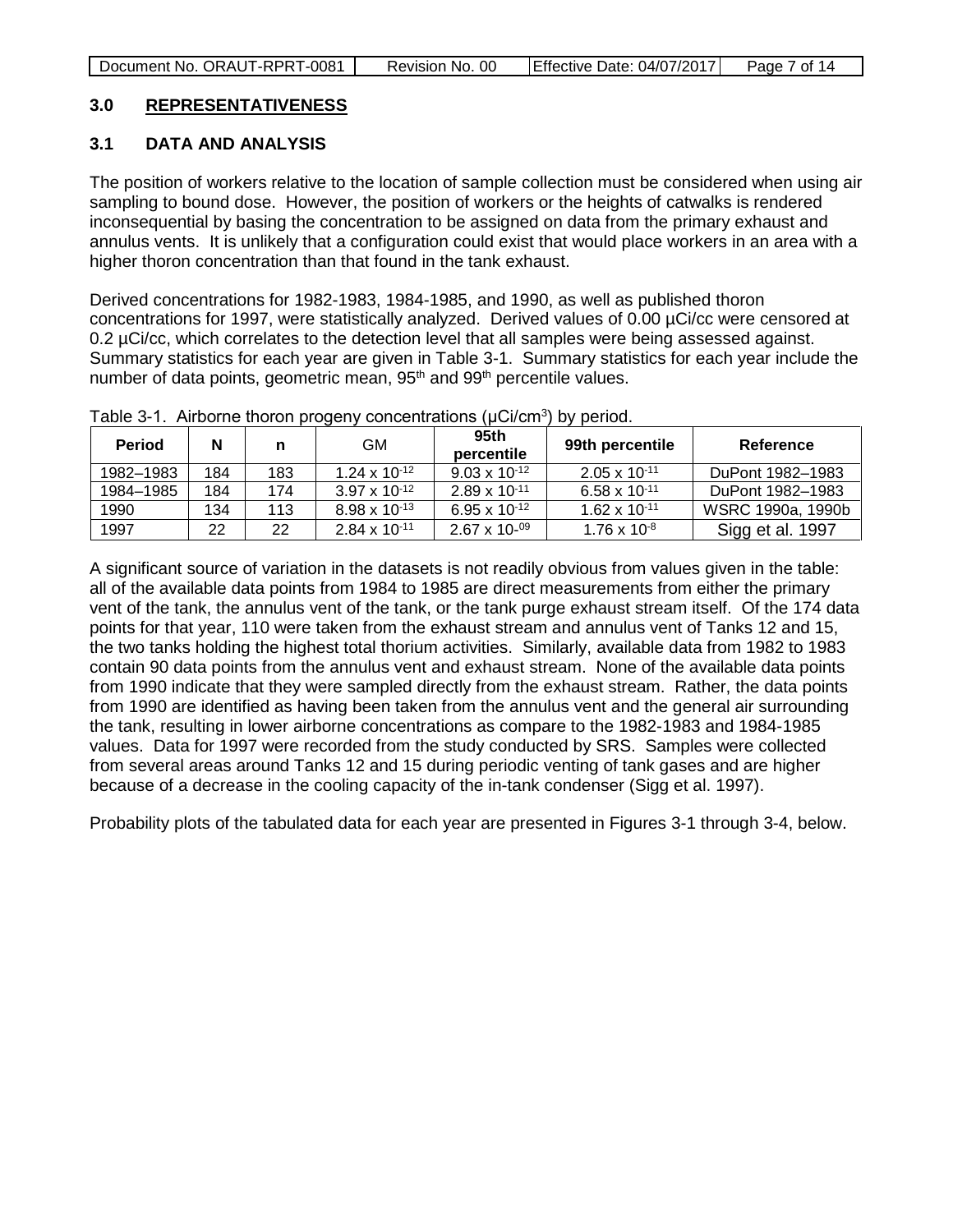## 3.0 REPRESENTATIVENESS

### 3.1 DATA AND ANALYSIS

The position of workers relative to the location of sample collection must be considered when using air sampling to bound dose. However, the position of workers or the heights of catwalks is rendered inconsequential by basing the concentration to be assigned on data from the primary exhaust and annulus vents. It is unlikely that a configuration could exist that would place workers in an area with a higher thoron concentration than that found in the tank exhaust.

Derived concentrations for 1982-1983, 1984-1985, and 1990, as well as published thoron concentrations for 1997, were statistically analyzed. Derived values of 0.00 µCi/cc were censored at 0.2 µCi/cc, which correlates to the detection level that all samples were being assessed against. Summary statistics for each year are given in Table 3-1. Summary statistics for each year include the number of data points, geometric mean, 95th and 99th percentile values.

Table 3-1. Airborne thoron progeny concentrations (µCi/cm$^3$) by period.

| Period | N | n | GM | 95th percentile | 99th percentile | Reference |
|---|---|---|---|---|---|---|
| 1982–1983 | 184 | 183 | $1.24 \times 10^{-12}$ | $9.03 \times 10^{-12}$ | $2.05 \times 10^{-11}$ | DuPont 1982–1983 |
| 1984–1985 | 184 | 174 | $3.97 \times 10^{-12}$ | $2.89 \times 10^{-11}$ | $6.58 \times 10^{-11}$ | DuPont 1982–1983 |
| 1990 | 134 | 113 | $8.98 \times 10^{-13}$ | $6.95 \times 10^{-12}$ | $1.62 \times 10^{-11}$ | WSRC 1990a, 1990b |
| 1997 | 22 | 22 | $2.84 \times 10^{-11}$ | $2.67 \times 10^{-09}$ | $1.76 \times 10^{-8}$ | Sigg et al. 1997 |

A significant source of variation in the datasets is not readily obvious from values given in the table: all of the available data points from 1984 to 1985 are direct measurements from either the primary vent of the tank, the annulus vent of the tank, or the tank purge exhaust stream itself. Of the 174 data points for that year, 110 were taken from the exhaust stream and annulus vent of Tanks 12 and 15, the two tanks holding the highest total thorium activities. Similarly, available data from 1982 to 1983 contain 90 data points from the annulus vent and exhaust stream. None of the available data points from 1990 indicate that they were sampled directly from the exhaust stream. Rather, the data points from 1990 are identified as having been taken from the annulus vent and the general air surrounding the tank, resulting in lower airborne concentrations as compare to the 1982-1983 and 1984-1985 values. Data for 1997 were recorded from the study conducted by SRS. Samples were collected from several areas around Tanks 12 and 15 during periodic venting of tank gases and are higher because of a decrease in the cooling capacity of the in-tank condenser (Sigg et al. 1997).

Probability plots of the tabulated data for each year are presented in Figures 3-1 through 3-4, below.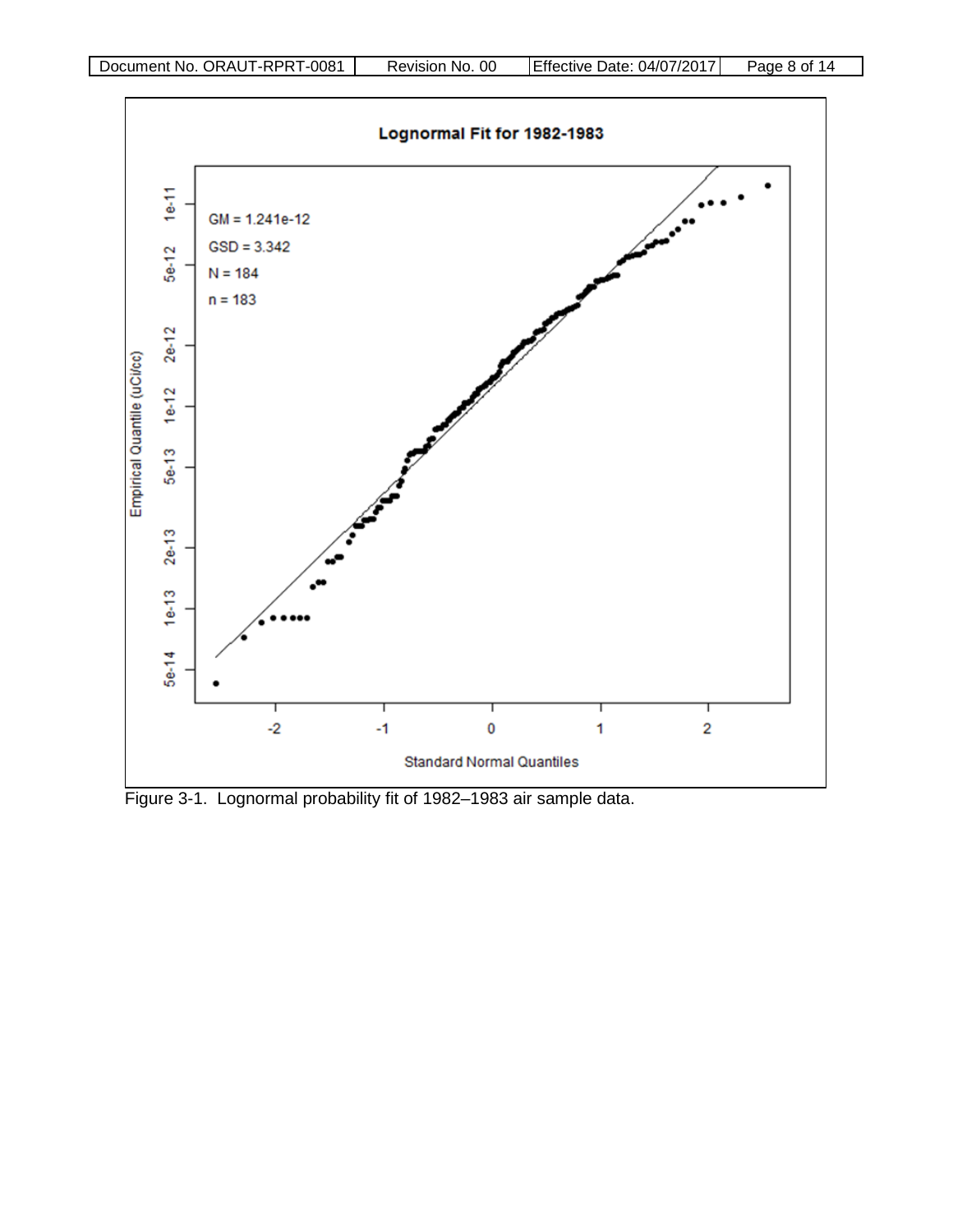Figure 3-1. Lognormal probability fit of 1982–1983 air sample data.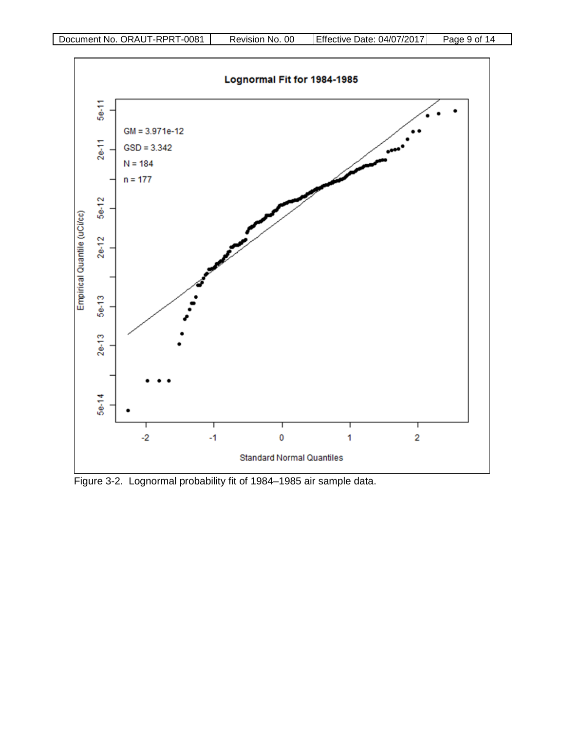Figure 3-2. Lognormal probability fit of 1984–1985 air sample data.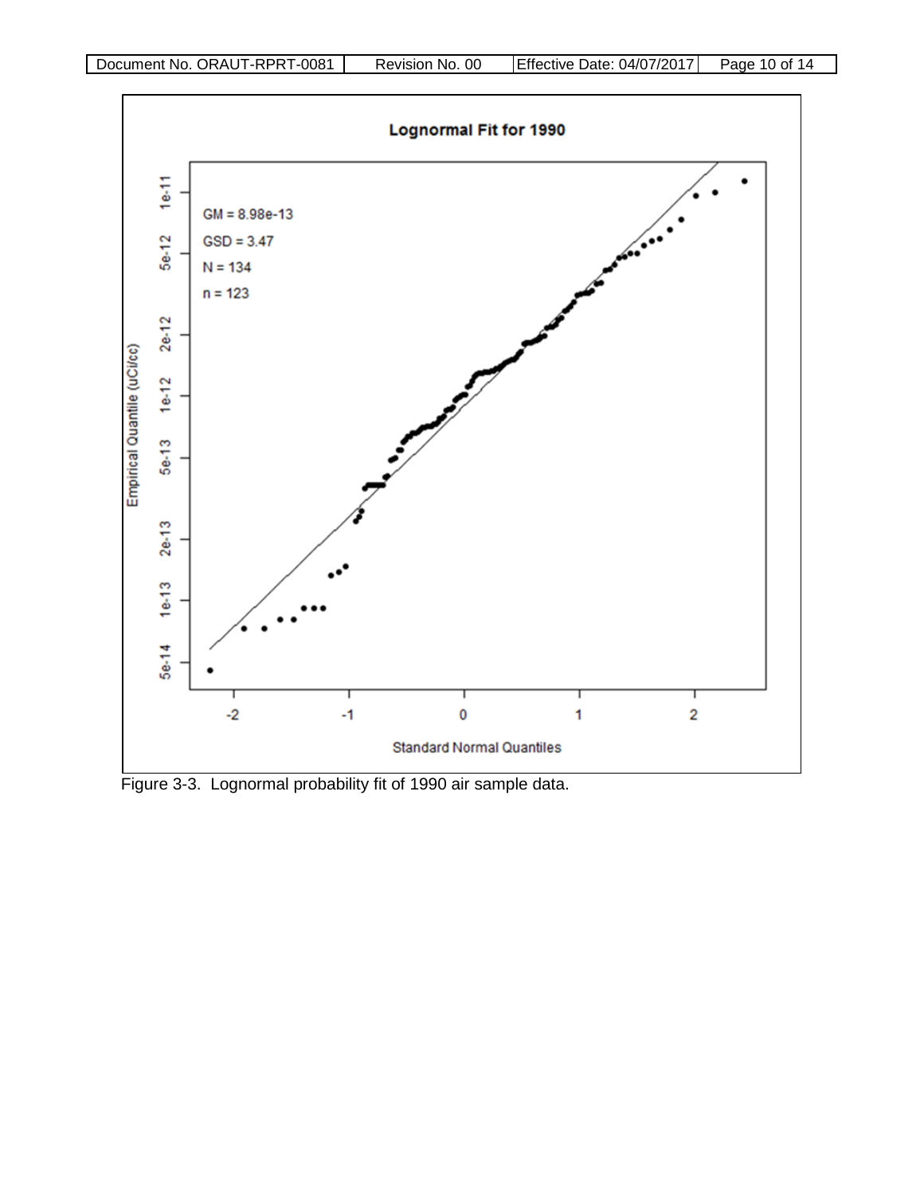Figure 3-3. Lognormal probability fit of 1990 air sample data.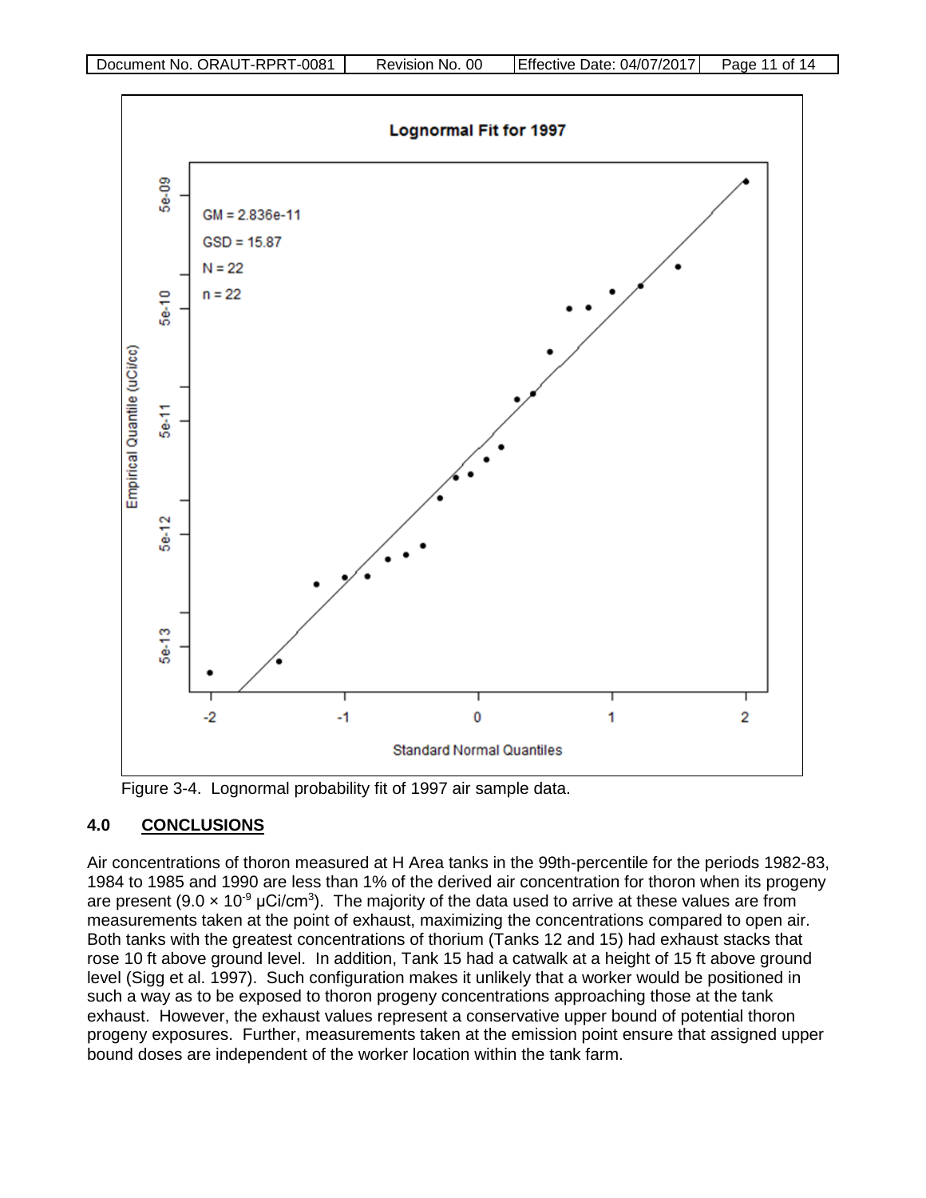Figure 3-4. Lognormal probability fit of 1997 air sample data.

## 4.0 CONCLUSIONS

Air concentrations of thoron measured at H Area tanks in the 99th-percentile for the periods 1982-83, 1984 to 1985 and 1990 are less than 1% of the derived air concentration for thoron when its progeny are present ($9.0 \times 10^{-9}$ µCi/cm$^3$). The majority of the data used to arrive at these values are from measurements taken at the point of exhaust, maximizing the concentrations compared to open air. Both tanks with the greatest concentrations of thorium (Tanks 12 and 15) had exhaust stacks that rose 10 ft above ground level. In addition, Tank 15 had a catwalk at a height of 15 ft above ground level (Sigg et al. 1997). Such configuration makes it unlikely that a worker would be positioned in such a way as to be exposed to thoron progeny concentrations approaching those at the tank exhaust. However, the exhaust values represent a conservative upper bound of potential thoron progeny exposures. Further, measurements taken at the emission point ensure that assigned upper bound doses are independent of the worker location within the tank farm.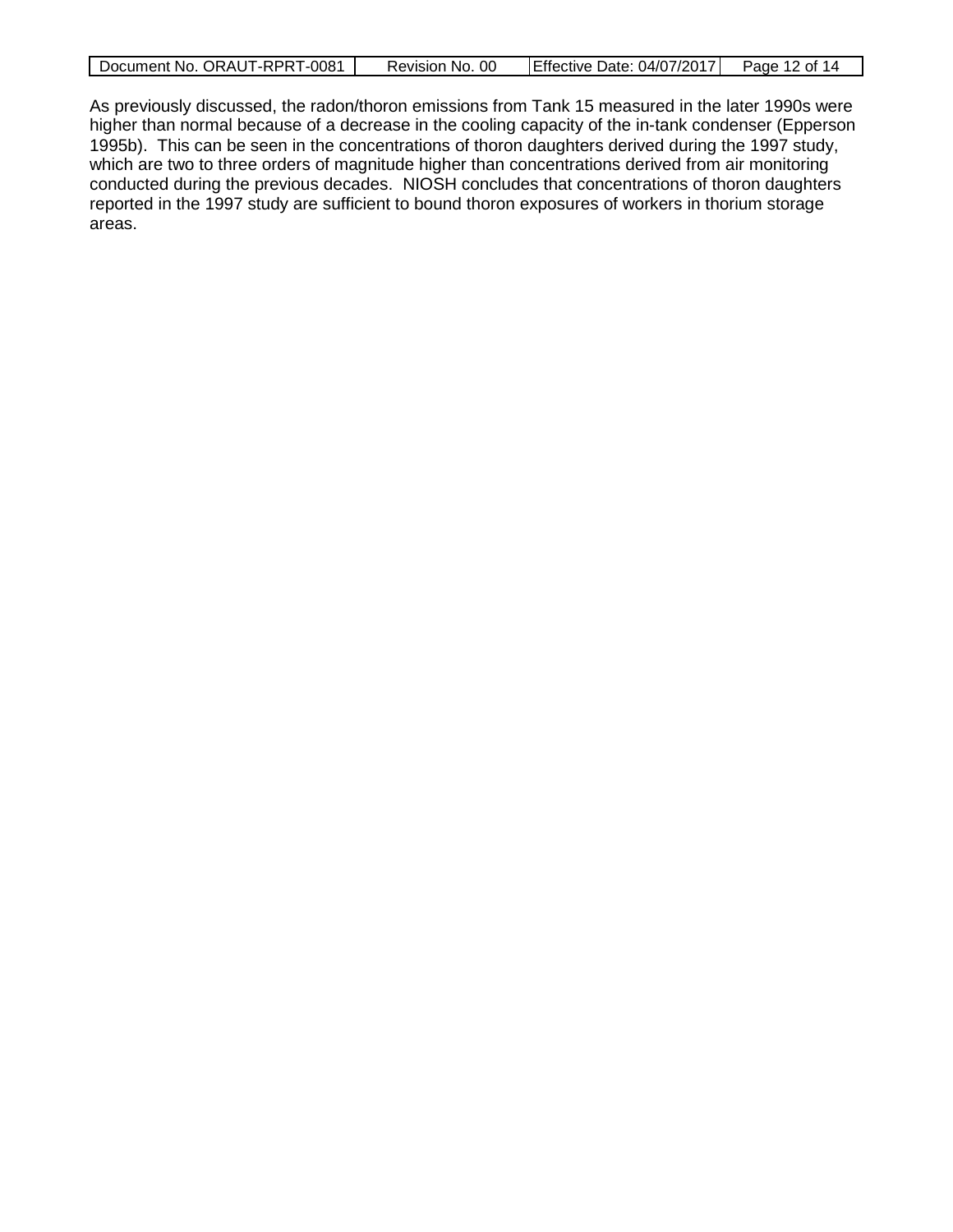As previously discussed, the radon/thoron emissions from Tank 15 measured in the later 1990s were higher than normal because of a decrease in the cooling capacity of the in-tank condenser (Epperson 1995b). This can be seen in the concentrations of thoron daughters derived during the 1997 study, which are two to three orders of magnitude higher than concentrations derived from air monitoring conducted during the previous decades. NIOSH concludes that concentrations of thoron daughters reported in the 1997 study are sufficient to bound thoron exposures of workers in thorium storage areas.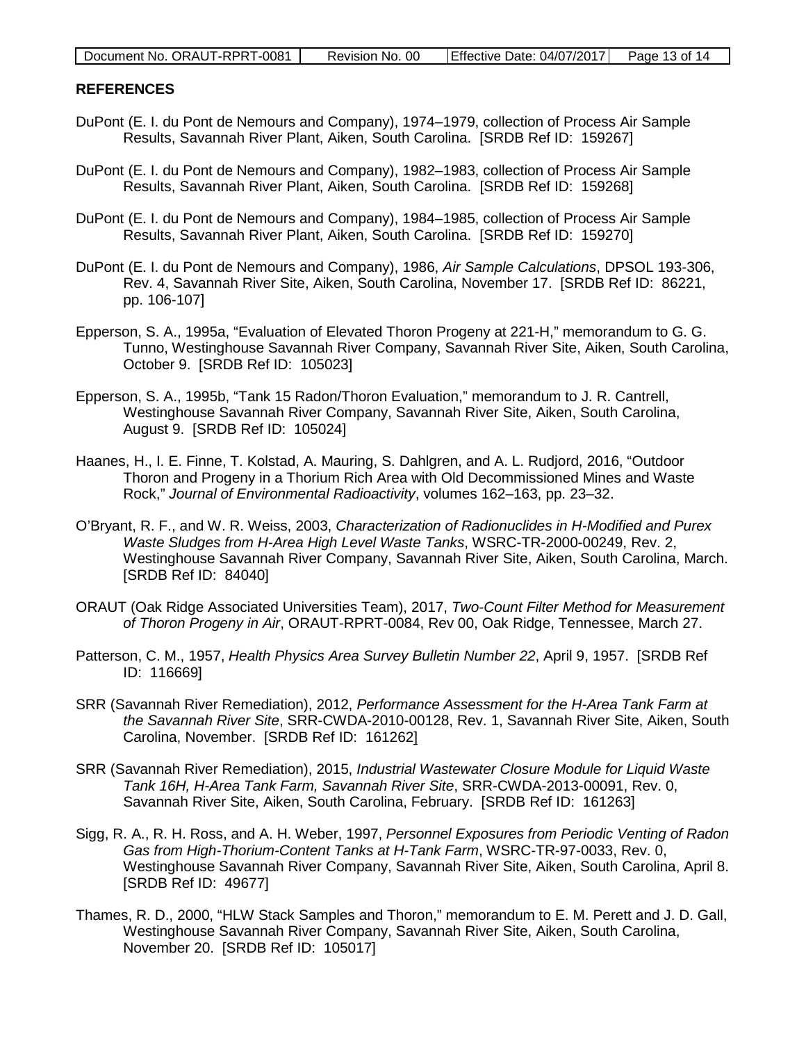## REFERENCES

DuPont (E. I. du Pont de Nemours and Company), 1974–1979, collection of Process Air Sample Results, Savannah River Plant, Aiken, South Carolina. [SRDB Ref ID: 159267]

DuPont (E. I. du Pont de Nemours and Company), 1982–1983, collection of Process Air Sample Results, Savannah River Plant, Aiken, South Carolina. [SRDB Ref ID: 159268]

DuPont (E. I. du Pont de Nemours and Company), 1984–1985, collection of Process Air Sample Results, Savannah River Plant, Aiken, South Carolina. [SRDB Ref ID: 159270]

DuPont (E. I. du Pont de Nemours and Company), 1986, *Air Sample Calculations*, DPSOL 193-306, Rev. 4, Savannah River Site, Aiken, South Carolina, November 17. [SRDB Ref ID: 86221, pp. 106-107]

Epperson, S. A., 1995a, "Evaluation of Elevated Thoron Progeny at 221-H," memorandum to G. G. Tunno, Westinghouse Savannah River Company, Savannah River Site, Aiken, South Carolina, October 9. [SRDB Ref ID: 105023]

Epperson, S. A., 1995b, "Tank 15 Radon/Thoron Evaluation," memorandum to J. R. Cantrell, Westinghouse Savannah River Company, Savannah River Site, Aiken, South Carolina, August 9. [SRDB Ref ID: 105024]

Haanes, H., I. E. Finne, T. Kolstad, A. Mauring, S. Dahlgren, and A. L. Rudjord, 2016, "Outdoor Thoron and Progeny in a Thorium Rich Area with Old Decommissioned Mines and Waste Rock," *Journal of Environmental Radioactivity*, volumes 162–163, pp. 23–32.

O'Bryant, R. F., and W. R. Weiss, 2003, *Characterization of Radionuclides in H-Modified and Purex Waste Sludges from H-Area High Level Waste Tanks*, WSRC-TR-2000-00249, Rev. 2, Westinghouse Savannah River Company, Savannah River Site, Aiken, South Carolina, March. [SRDB Ref ID: 84040]

ORAUT (Oak Ridge Associated Universities Team), 2017, *Two-Count Filter Method for Measurement of Thoron Progeny in Air*, ORAUT-RPRT-0084, Rev 00, Oak Ridge, Tennessee, March 27.

Patterson, C. M., 1957, *Health Physics Area Survey Bulletin Number 22*, April 9, 1957. [SRDB Ref ID: 116669]

SRR (Savannah River Remediation), 2012, *Performance Assessment for the H-Area Tank Farm at the Savannah River Site*, SRR-CWDA-2010-00128, Rev. 1, Savannah River Site, Aiken, South Carolina, November. [SRDB Ref ID: 161262]

SRR (Savannah River Remediation), 2015, *Industrial Wastewater Closure Module for Liquid Waste Tank 16H, H-Area Tank Farm, Savannah River Site*, SRR-CWDA-2013-00091, Rev. 0, Savannah River Site, Aiken, South Carolina, February. [SRDB Ref ID: 161263]

Sigg, R. A., R. H. Ross, and A. H. Weber, 1997, *Personnel Exposures from Periodic Venting of Radon Gas from High-Thorium-Content Tanks at H-Tank Farm*, WSRC-TR-97-0033, Rev. 0, Westinghouse Savannah River Company, Savannah River Site, Aiken, South Carolina, April 8. [SRDB Ref ID: 49677]

Thames, R. D., 2000, "HLW Stack Samples and Thoron," memorandum to E. M. Perett and J. D. Gall, Westinghouse Savannah River Company, Savannah River Site, Aiken, South Carolina, November 20. [SRDB Ref ID: 105017]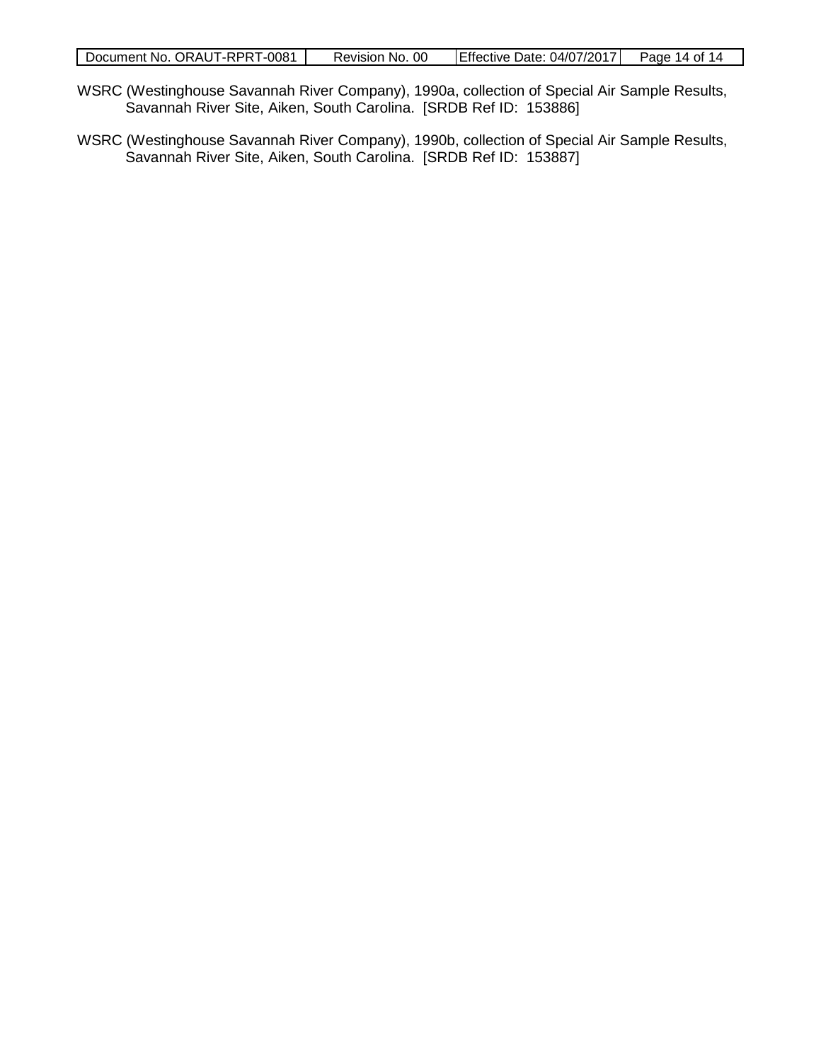WSRC (Westinghouse Savannah River Company), 1990a, collection of Special Air Sample Results, Savannah River Site, Aiken, South Carolina. [SRDB Ref ID: 153886]

WSRC (Westinghouse Savannah River Company), 1990b, collection of Special Air Sample Results, Savannah River Site, Aiken, South Carolina. [SRDB Ref ID: 153887]